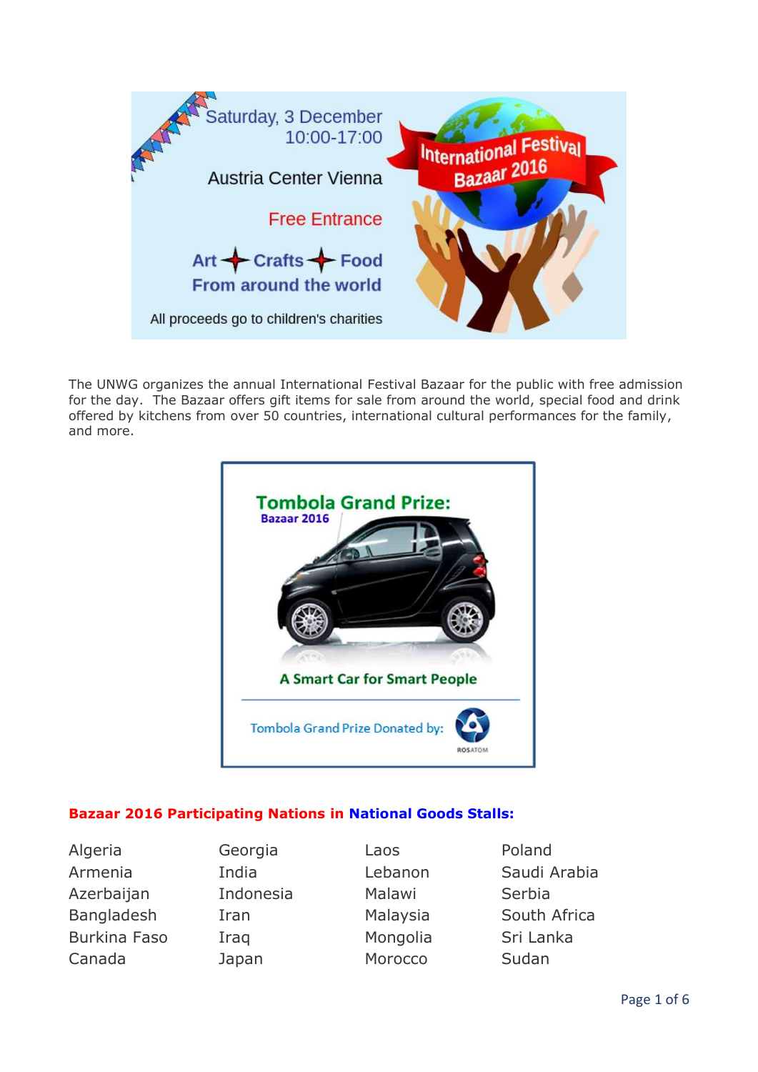Saturday, 3 December
10:00-17:00

Austria Center Vienna

Free Entrance

Art ✦ Crafts ✦ Food
From around the world

All proceeds go to children's charities

International Festival Bazaar 2016

The UNWG organizes the annual International Festival Bazaar for the public with free admission for the day. The Bazaar offers gift items for sale from around the world, special food and drink offered by kitchens from over 50 countries, international cultural performances for the family, and more.

**Tombola Grand Prize:**
**Bazaar 2016**

**A Smart Car for Smart People**

Tombola Grand Prize Donated by: ROSATOM

**Bazaar 2016 Participating Nations in National Goods Stalls:**

| | | | |
|---|---|---|---|
| Algeria | Georgia | Laos | Poland |
| Armenia | India | Lebanon | Saudi Arabia |
| Azerbaijan | Indonesia | Malawi | Serbia |
| Bangladesh | Iran | Malaysia | South Africa |
| Burkina Faso | Iraq | Mongolia | Sri Lanka |
| Canada | Japan | Morocco | Sudan |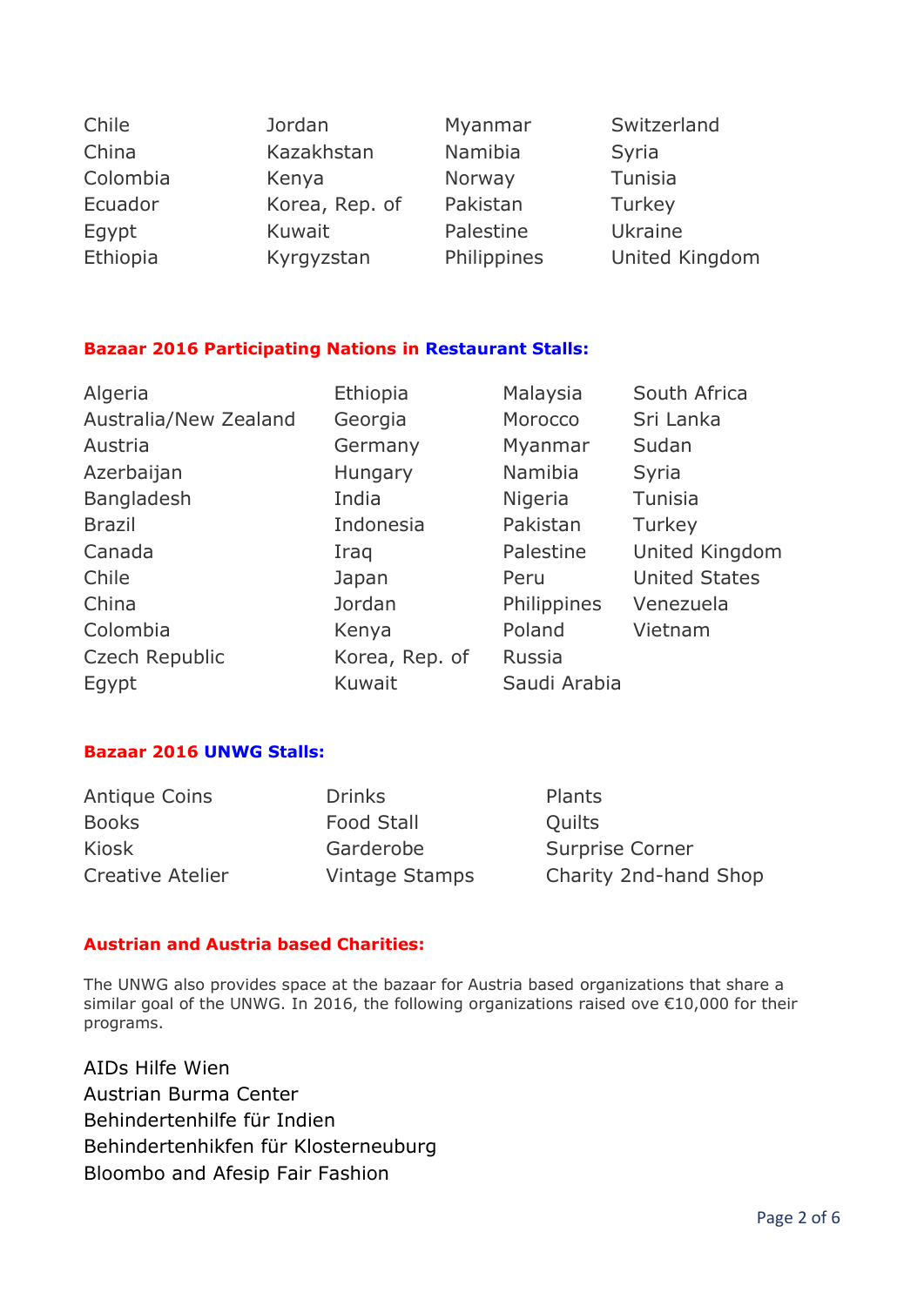| | | | |
|---|---|---|---|
| Chile | Jordan | Myanmar | Switzerland |
| China | Kazakhstan | Namibia | Syria |
| Colombia | Kenya | Norway | Tunisia |
| Ecuador | Korea, Rep. of | Pakistan | Turkey |
| Egypt | Kuwait | Palestine | Ukraine |
| Ethiopia | Kyrgyzstan | Philippines | United Kingdom |

### Bazaar 2016 Participating Nations in Restaurant Stalls:

| | | | |
|---|---|---|---|
| Algeria | Ethiopia | Malaysia | South Africa |
| Australia/New Zealand | Georgia | Morocco | Sri Lanka |
| Austria | Germany | Myanmar | Sudan |
| Azerbaijan | Hungary | Namibia | Syria |
| Bangladesh | India | Nigeria | Tunisia |
| Brazil | Indonesia | Pakistan | Turkey |
| Canada | Iraq | Palestine | United Kingdom |
| Chile | Japan | Peru | United States |
| China | Jordan | Philippines | Venezuela |
| Colombia | Kenya | Poland | Vietnam |
| Czech Republic | Korea, Rep. of | Russia | |
| Egypt | Kuwait | Saudi Arabia | |

### Bazaar 2016 UNWG Stalls:

| | | |
|---|---|---|
| Antique Coins | Drinks | Plants |
| Books | Food Stall | Quilts |
| Kiosk | Garderobe | Surprise Corner |
| Creative Atelier | Vintage Stamps | Charity 2nd-hand Shop |

### Austrian and Austria based Charities:

The UNWG also provides space at the bazaar for Austria based organizations that share a similar goal of the UNWG. In 2016, the following organizations raised ove €10,000 for their programs.

AIDs Hilfe Wien
Austrian Burma Center
Behindertenhilfe für Indien
Behindertenhikfen für Klosterneuburg
Bloombo and Afesip Fair Fashion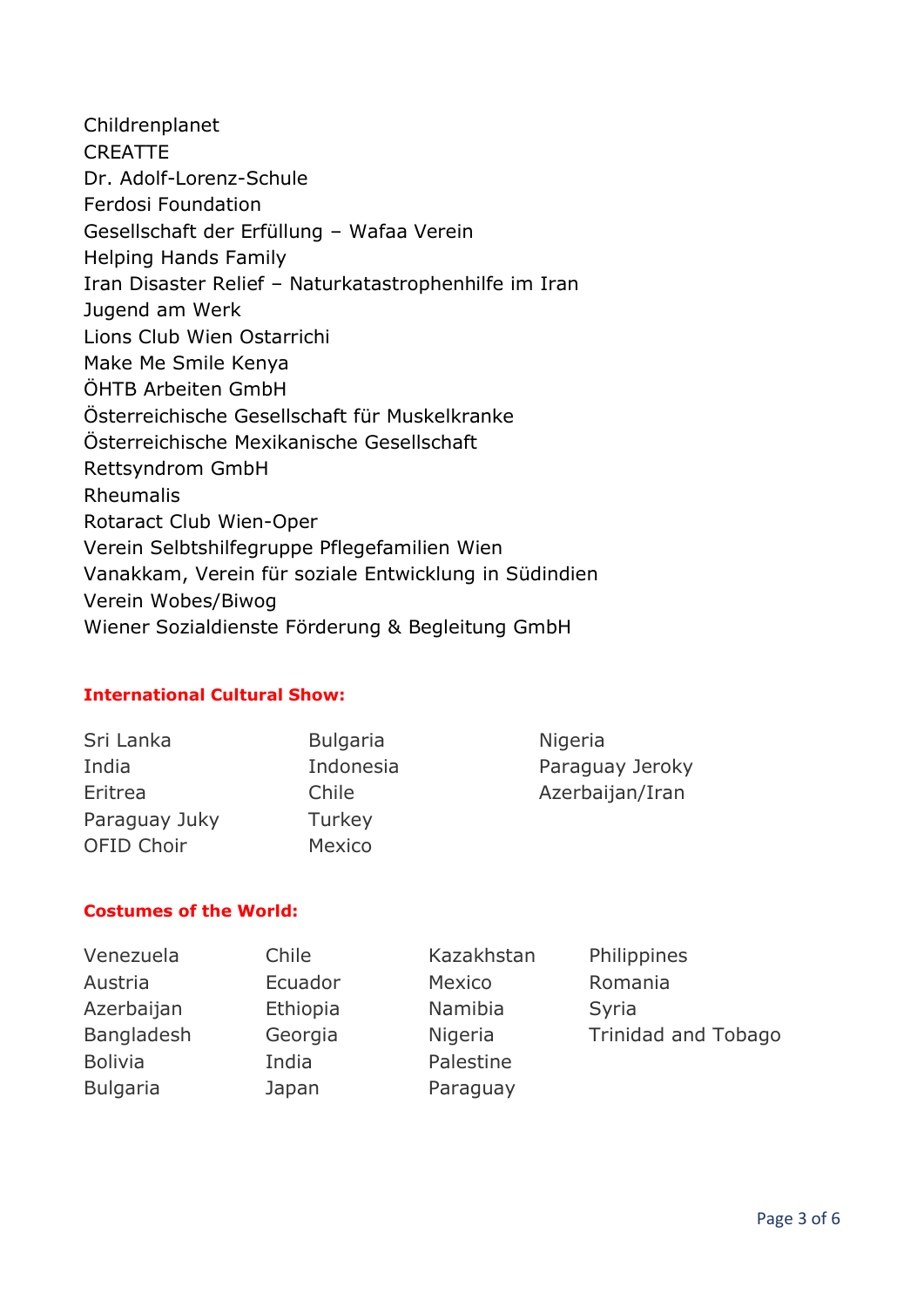Childrenplanet
CREATTE
Dr. Adolf-Lorenz-Schule
Ferdosi Foundation
Gesellschaft der Erfüllung – Wafaa Verein
Helping Hands Family
Iran Disaster Relief – Naturkatastrophenhilfe im Iran
Jugend am Werk
Lions Club Wien Ostarrichi
Make Me Smile Kenya
ÖHTB Arbeiten GmbH
Österreichische Gesellschaft für Muskelkranke
Österreichische Mexikanische Gesellschaft
Rettsyndrom GmbH
Rheumalis
Rotaract Club Wien-Oper
Verein Selbtshilfegruppe Pflegefamilien Wien
Vanakkam, Verein für soziale Entwicklung in Südindien
Verein Wobes/Biwog
Wiener Sozialdienste Förderung & Begleitung GmbH

**International Cultural Show:**

Sri Lanka
India
Eritrea
Paraguay Juky
OFID Choir
Bulgaria
Indonesia
Chile
Turkey
Mexico
Nigeria
Paraguay Jeroky
Azerbaijan/Iran

**Costumes of the World:**

Venezuela
Austria
Azerbaijan
Bangladesh
Bolivia
Bulgaria
Chile
Ecuador
Ethiopia
Georgia
India
Japan
Kazakhstan
Mexico
Namibia
Nigeria
Palestine
Paraguay
Philippines
Romania
Syria
Trinidad and Tobago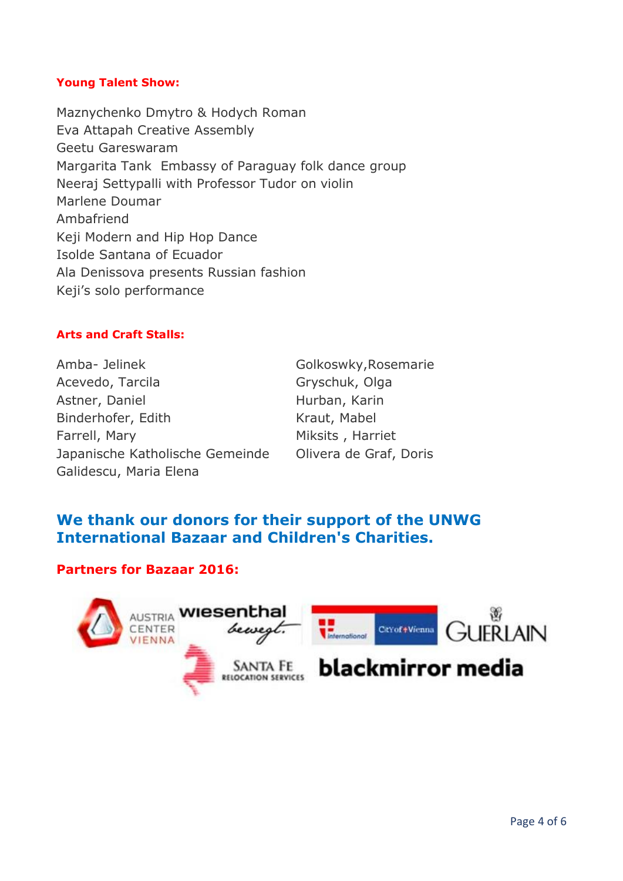**Young Talent Show:**

Maznychenko Dmytro & Hodych Roman
Eva Attapah Creative Assembly
Geetu Gareswaram
Margarita Tank  Embassy of Paraguay folk dance group
Neeraj Settypalli with Professor Tudor on violin
Marlene Doumar
Ambafriend
Keji Modern and Hip Hop Dance
Isolde Santana of Ecuador
Ala Denissova presents Russian fashion
Keji's solo performance

**Arts and Craft Stalls:**

Amba- Jelinek
Acevedo, Tarcila
Astner, Daniel
Binderhofer, Edith
Farrell, Mary
Japanische Katholische Gemeinde
Galidescu, Maria Elena
Golkoswky,Rosemarie
Gryschuk, Olga
Hurban, Karin
Kraut, Mabel
Miksits , Harriet
Olivera de Graf, Doris

## We thank our donors for their support of the UNWG International Bazaar and Children's Charities.

**Partners for Bazaar 2016:**

AUSTRIA CENTER VIENNA
wiesenthal bewegt.
International City of Vienna
GUERLAIN
SANTA FE RELOCATION SERVICES
blackmirror media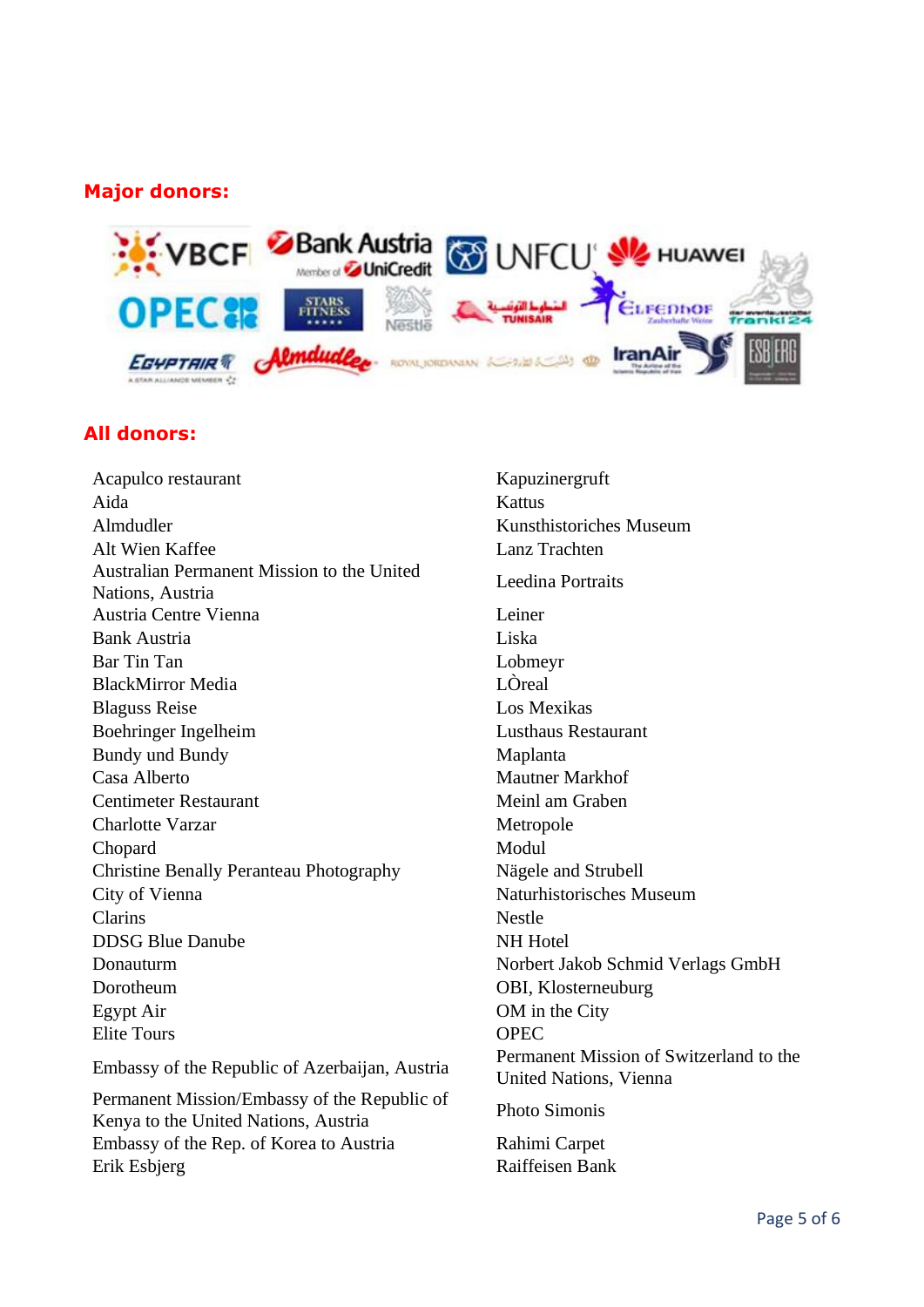## Major donors:

## All donors:

- Acapulco restaurant
- Aida
- Almdudler
- Alt Wien Kaffee
- Australian Permanent Mission to the United Nations, Austria
- Austria Centre Vienna
- Bank Austria
- Bar Tin Tan
- BlackMirror Media
- Blaguss Reise
- Boehringer Ingelheim
- Bundy und Bundy
- Casa Alberto
- Centimeter Restaurant
- Charlotte Varzar
- Chopard
- Christine Benally Peranteau Photography
- City of Vienna
- Clarins
- DDSG Blue Danube
- Donauturm
- Dorotheum
- Egypt Air
- Elite Tours
- Embassy of the Republic of Azerbaijan, Austria
- Permanent Mission/Embassy of the Republic of Kenya to the United Nations, Austria
- Embassy of the Rep. of Korea to Austria
- Erik Esbjerg
- Kapuzinergruft
- Kattus
- Kunsthistoriches Museum
- Lanz Trachten
- Leedina Portraits
- Leiner
- Liska
- Lobmeyr
- LÒreal
- Los Mexikas
- Lusthaus Restaurant
- Maplanta
- Mautner Markhof
- Meinl am Graben
- Metropole
- Modul
- Nägele and Strubell
- Naturhistorisches Museum
- Nestle
- NH Hotel
- Norbert Jakob Schmid Verlags GmbH
- OBI, Klosterneuburg
- OM in the City
- OPEC
- Permanent Mission of Switzerland to the United Nations, Vienna
- Photo Simonis
- Rahimi Carpet
- Raiffeisen Bank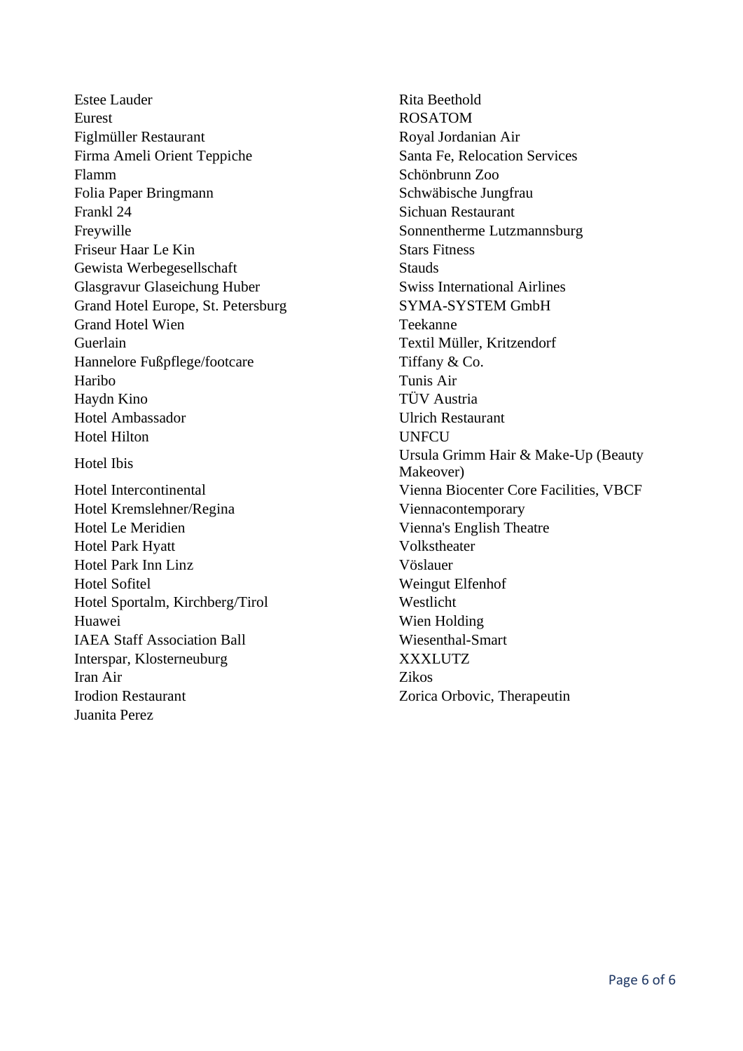Estee Lauder
Eurest
Figlmüller Restaurant
Firma Ameli Orient Teppiche
Flamm
Folia Paper Bringmann
Frankl 24
Freywille
Friseur Haar Le Kin
Gewista Werbegesellschaft
Glasgravur Glaseichung Huber
Grand Hotel Europe, St. Petersburg
Grand Hotel Wien
Guerlain
Hannelore Fußpflege/footcare
Haribo
Haydn Kino
Hotel Ambassador
Hotel Hilton
Hotel Ibis
Hotel Intercontinental
Hotel Kremslehner/Regina
Hotel Le Meridien
Hotel Park Hyatt
Hotel Park Inn Linz
Hotel Sofitel
Hotel Sportalm, Kirchberg/Tirol
Huawei
IAEA Staff Association Ball
Interspar, Klosterneuburg
Iran Air
Irodion Restaurant
Juanita Perez
Rita Beethold
ROSATOM
Royal Jordanian Air
Santa Fe, Relocation Services
Schönbrunn Zoo
Schwäbische Jungfrau
Sichuan Restaurant
Sonnentherme Lutzmannsburg
Stars Fitness
Stauds
Swiss International Airlines
SYMA-SYSTEM GmbH
Teekanne
Textil Müller, Kritzendorf
Tiffany & Co.
Tunis Air
TÜV Austria
Ulrich Restaurant
UNFCU
Ursula Grimm Hair & Make-Up (Beauty Makeover)
Vienna Biocenter Core Facilities, VBCF
Viennacontemporary
Vienna's English Theatre
Volkstheater
Vöslauer
Weingut Elfenhof
Westlicht
Wien Holding
Wiesenthal-Smart
XXXLUTZ
Zikos
Zorica Orbovic, Therapeutin